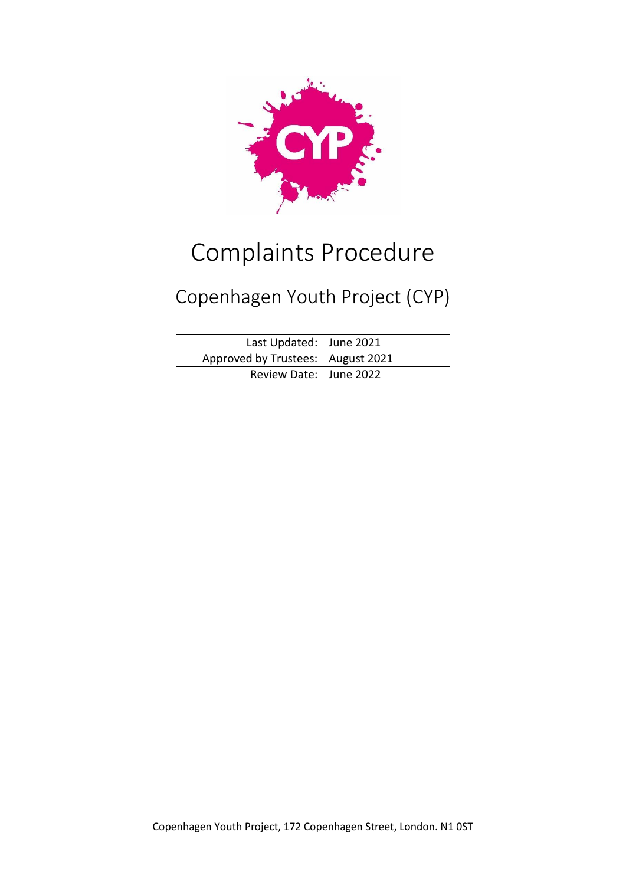# Complaints Procedure

## Copenhagen Youth Project (CYP)

| | |
|---|---|
| Last Updated: | June 2021 |
| Approved by Trustees: | August 2021 |
| Review Date: | June 2022 |

Copenhagen Youth Project, 172 Copenhagen Street, London. N1 0ST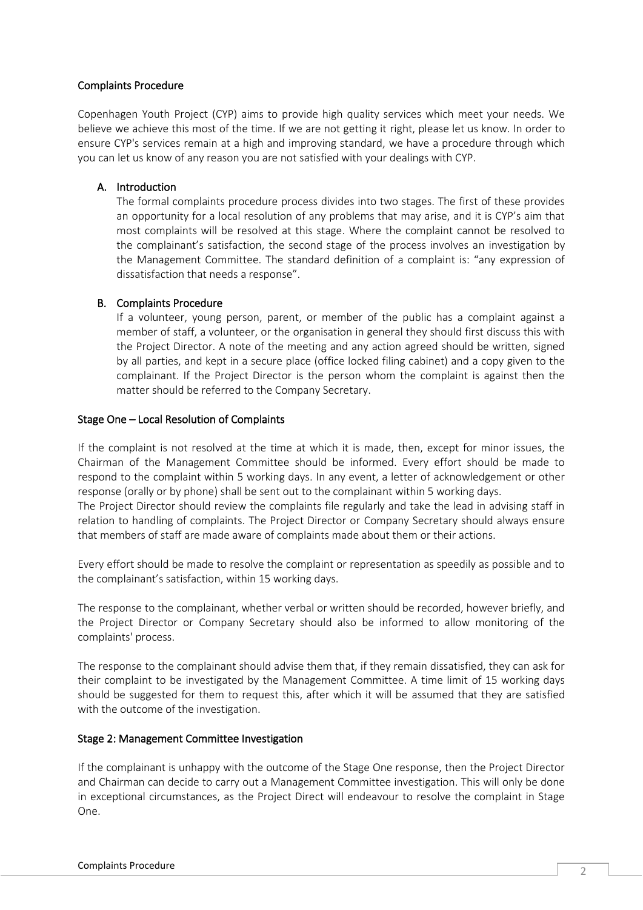## Complaints Procedure

Copenhagen Youth Project (CYP) aims to provide high quality services which meet your needs. We believe we achieve this most of the time. If we are not getting it right, please let us know. In order to ensure CYP's services remain at a high and improving standard, we have a procedure through which you can let us know of any reason you are not satisfied with your dealings with CYP.

### A. Introduction

The formal complaints procedure process divides into two stages. The first of these provides an opportunity for a local resolution of any problems that may arise, and it is CYP's aim that most complaints will be resolved at this stage. Where the complaint cannot be resolved to the complainant's satisfaction, the second stage of the process involves an investigation by the Management Committee. The standard definition of a complaint is: "any expression of dissatisfaction that needs a response".

### B. Complaints Procedure

If a volunteer, young person, parent, or member of the public has a complaint against a member of staff, a volunteer, or the organisation in general they should first discuss this with the Project Director. A note of the meeting and any action agreed should be written, signed by all parties, and kept in a secure place (office locked filing cabinet) and a copy given to the complainant. If the Project Director is the person whom the complaint is against then the matter should be referred to the Company Secretary.

## Stage One – Local Resolution of Complaints

If the complaint is not resolved at the time at which it is made, then, except for minor issues, the Chairman of the Management Committee should be informed. Every effort should be made to respond to the complaint within 5 working days. In any event, a letter of acknowledgement or other response (orally or by phone) shall be sent out to the complainant within 5 working days.
The Project Director should review the complaints file regularly and take the lead in advising staff in relation to handling of complaints. The Project Director or Company Secretary should always ensure that members of staff are made aware of complaints made about them or their actions.

Every effort should be made to resolve the complaint or representation as speedily as possible and to the complainant's satisfaction, within 15 working days.

The response to the complainant, whether verbal or written should be recorded, however briefly, and the Project Director or Company Secretary should also be informed to allow monitoring of the complaints' process.

The response to the complainant should advise them that, if they remain dissatisfied, they can ask for their complaint to be investigated by the Management Committee. A time limit of 15 working days should be suggested for them to request this, after which it will be assumed that they are satisfied with the outcome of the investigation.

## Stage 2: Management Committee Investigation

If the complainant is unhappy with the outcome of the Stage One response, then the Project Director and Chairman can decide to carry out a Management Committee investigation. This will only be done in exceptional circumstances, as the Project Direct will endeavour to resolve the complaint in Stage One.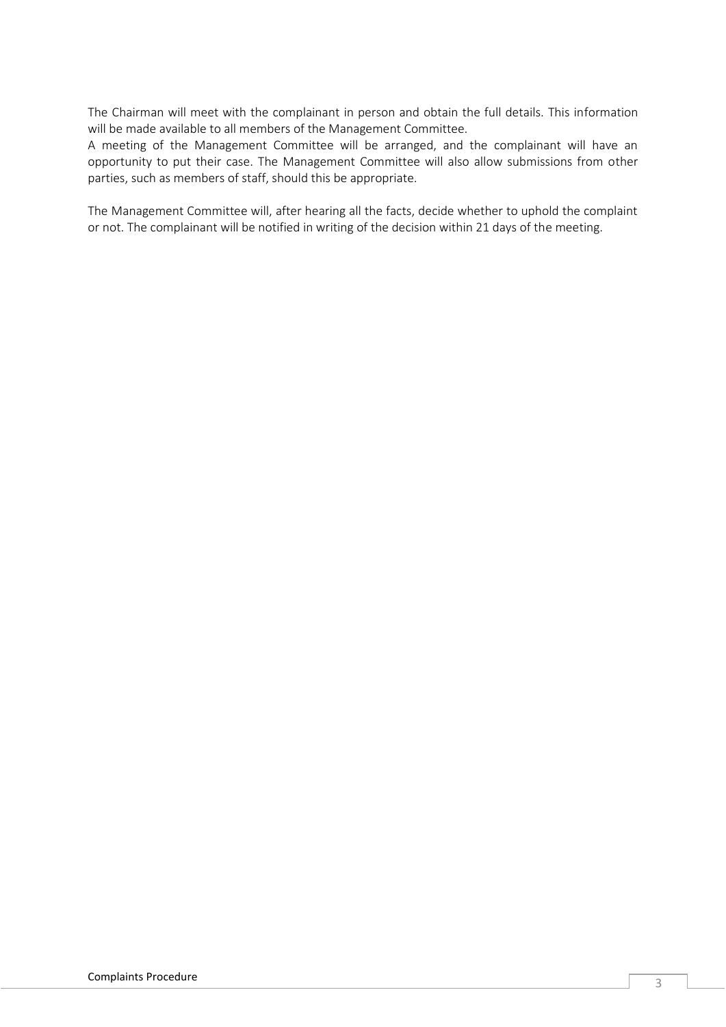The Chairman will meet with the complainant in person and obtain the full details. This information will be made available to all members of the Management Committee.
A meeting of the Management Committee will be arranged, and the complainant will have an opportunity to put their case. The Management Committee will also allow submissions from other parties, such as members of staff, should this be appropriate.

The Management Committee will, after hearing all the facts, decide whether to uphold the complaint or not. The complainant will be notified in writing of the decision within 21 days of the meeting.